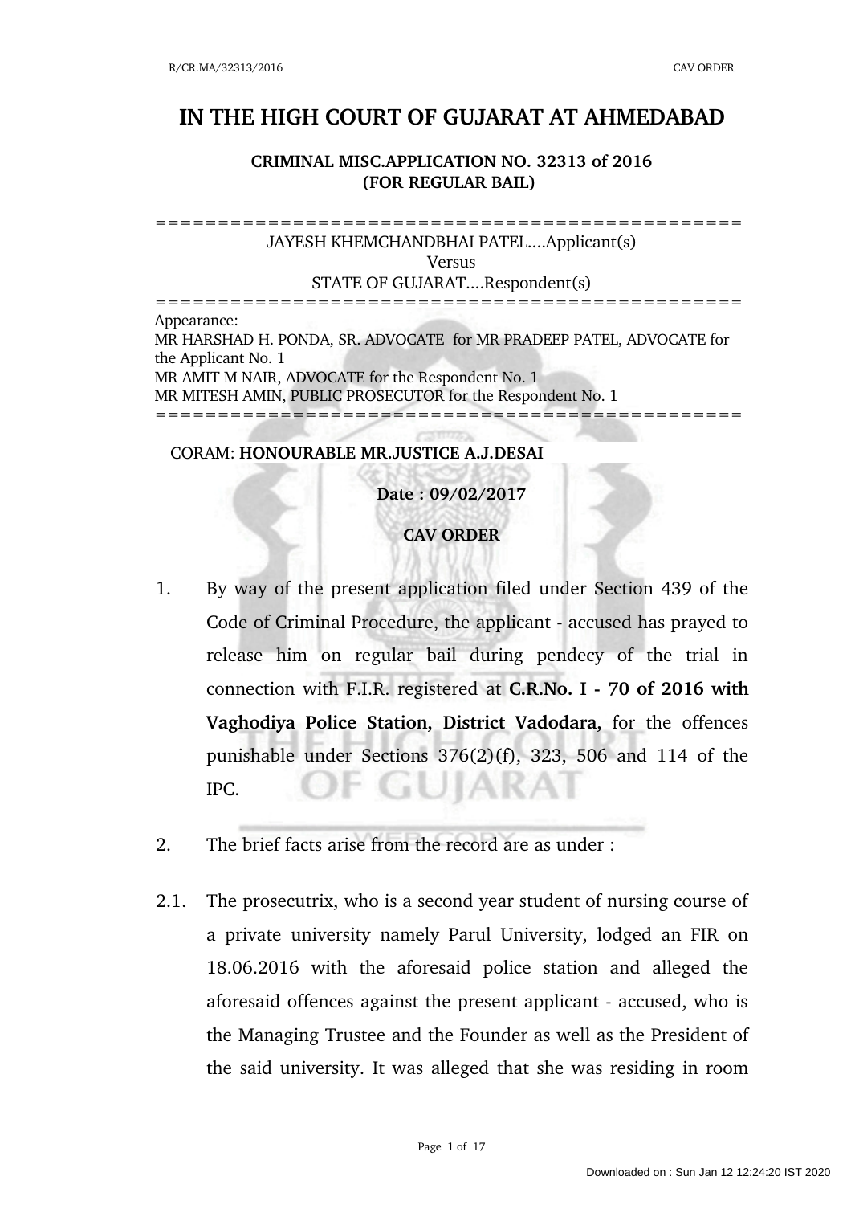# IN THE HIGH COURT OF GUJARAT AT AHMEDABAD

**CRIMINAL MISC.APPLICATION NO. 32313 of 2016**
**(FOR REGULAR BAIL)**

==========================================================

JAYESH KHEMCHANDBHAI PATEL....Applicant(s)

Versus

STATE OF GUJARAT....Respondent(s)

==========================================================

Appearance:

MR HARSHAD H. PONDA, SR. ADVOCATE for MR PRADEEP PATEL, ADVOCATE for the Applicant No. 1

MR AMIT M NAIR, ADVOCATE for the Respondent No. 1

MR MITESH AMIN, PUBLIC PROSECUTOR for the Respondent No. 1

==========================================================

CORAM: **HONOURABLE MR.JUSTICE A.J.DESAI**

**Date : 09/02/2017**

**CAV ORDER**

1. By way of the present application filed under Section 439 of the Code of Criminal Procedure, the applicant - accused has prayed to release him on regular bail during pendecy of the trial in connection with F.I.R. registered at **C.R.No. I - 70 of 2016 with Vaghodiya Police Station, District Vadodara,** for the offences punishable under Sections 376(2)(f), 323, 506 and 114 of the IPC.

2. The brief facts arise from the record are as under :

2.1. The prosecutrix, who is a second year student of nursing course of a private university namely Parul University, lodged an FIR on 18.06.2016 with the aforesaid police station and alleged the aforesaid offences against the present applicant - accused, who is the Managing Trustee and the Founder as well as the President of the said university. It was alleged that she was residing in room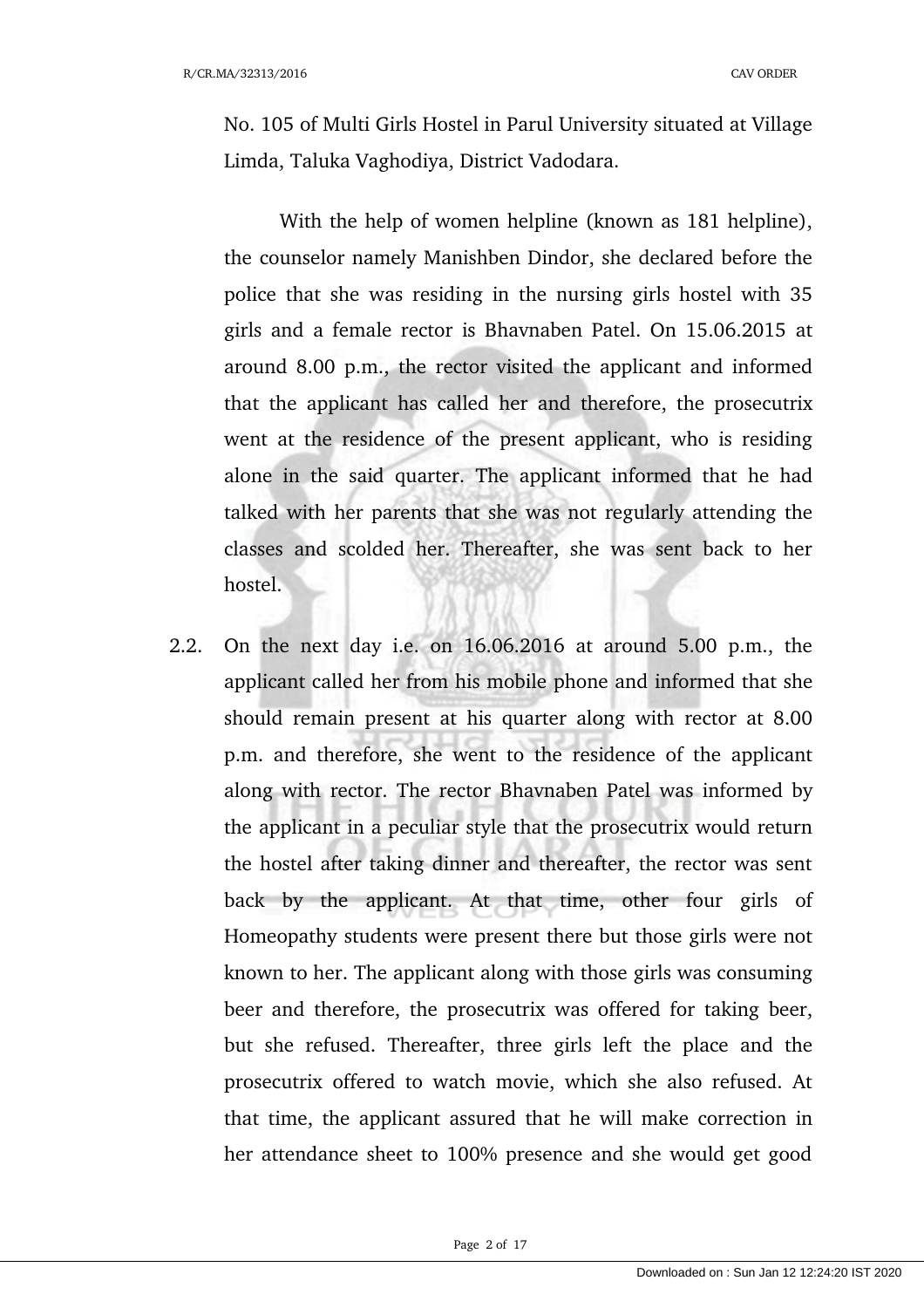No. 105 of Multi Girls Hostel in Parul University situated at Village Limda, Taluka Vaghodiya, District Vadodara.

With the help of women helpline (known as 181 helpline), the counselor namely Manishben Dindor, she declared before the police that she was residing in the nursing girls hostel with 35 girls and a female rector is Bhavnaben Patel. On 15.06.2015 at around 8.00 p.m., the rector visited the applicant and informed that the applicant has called her and therefore, the prosecutrix went at the residence of the present applicant, who is residing alone in the said quarter. The applicant informed that he had talked with her parents that she was not regularly attending the classes and scolded her. Thereafter, she was sent back to her hostel.

2.2. On the next day i.e. on 16.06.2016 at around 5.00 p.m., the applicant called her from his mobile phone and informed that she should remain present at his quarter along with rector at 8.00 p.m. and therefore, she went to the residence of the applicant along with rector. The rector Bhavnaben Patel was informed by the applicant in a peculiar style that the prosecutrix would return the hostel after taking dinner and thereafter, the rector was sent back by the applicant. At that time, other four girls of Homeopathy students were present there but those girls were not known to her. The applicant along with those girls was consuming beer and therefore, the prosecutrix was offered for taking beer, but she refused. Thereafter, three girls left the place and the prosecutrix offered to watch movie, which she also refused. At that time, the applicant assured that he will make correction in her attendance sheet to 100% presence and she would get good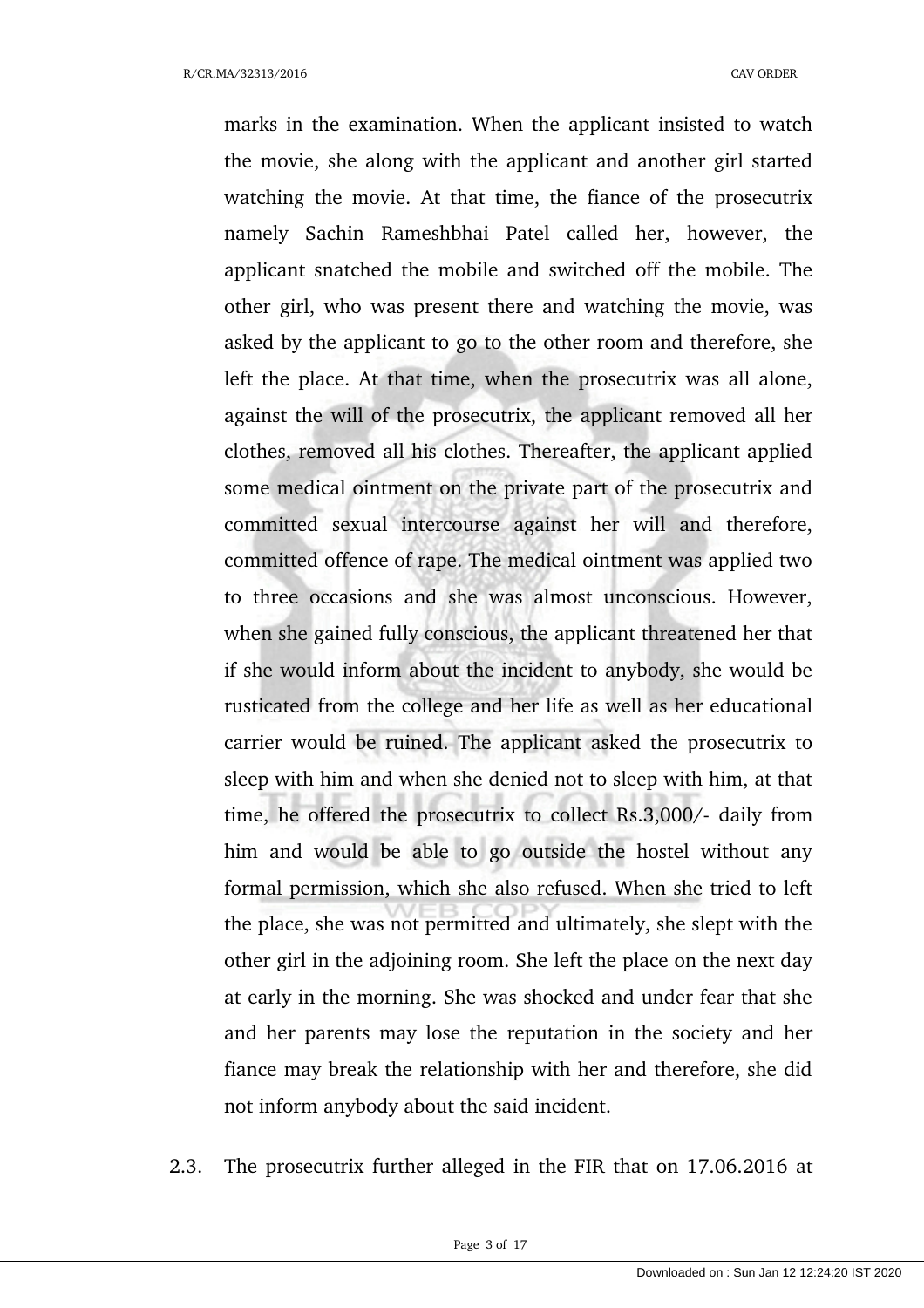marks in the examination. When the applicant insisted to watch the movie, she along with the applicant and another girl started watching the movie. At that time, the fiance of the prosecutrix namely Sachin Rameshbhai Patel called her, however, the applicant snatched the mobile and switched off the mobile. The other girl, who was present there and watching the movie, was asked by the applicant to go to the other room and therefore, she left the place. At that time, when the prosecutrix was all alone, against the will of the prosecutrix, the applicant removed all her clothes, removed all his clothes. Thereafter, the applicant applied some medical ointment on the private part of the prosecutrix and committed sexual intercourse against her will and therefore, committed offence of rape. The medical ointment was applied two to three occasions and she was almost unconscious. However, when she gained fully conscious, the applicant threatened her that if she would inform about the incident to anybody, she would be rusticated from the college and her life as well as her educational carrier would be ruined. The applicant asked the prosecutrix to sleep with him and when she denied not to sleep with him, at that time, he offered the prosecutrix to collect Rs.3,000/- daily from him and would be able to go outside the hostel without any formal permission, which she also refused. When she tried to left the place, she was not permitted and ultimately, she slept with the other girl in the adjoining room. She left the place on the next day at early in the morning. She was shocked and under fear that she and her parents may lose the reputation in the society and her fiance may break the relationship with her and therefore, she did not inform anybody about the said incident.

2.3. The prosecutrix further alleged in the FIR that on 17.06.2016 at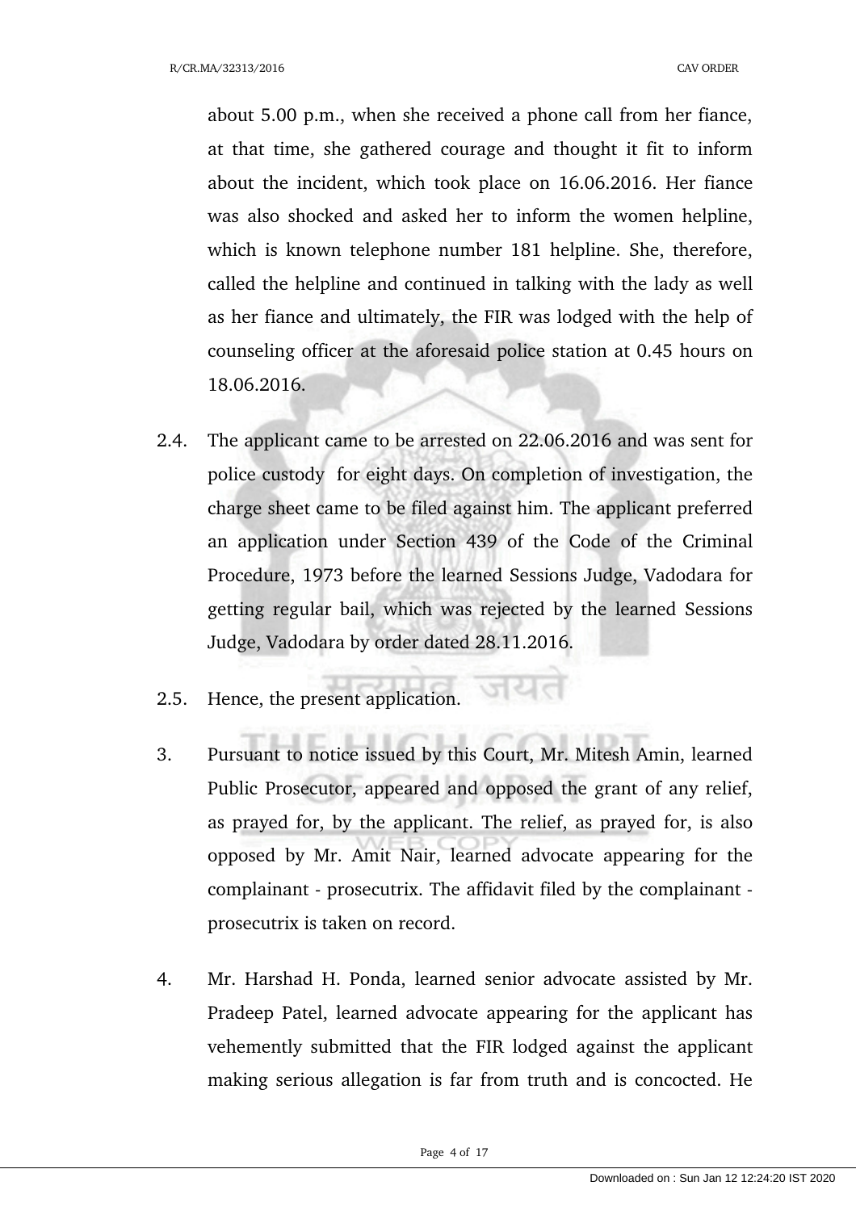about 5.00 p.m., when she received a phone call from her fiance, at that time, she gathered courage and thought it fit to inform about the incident, which took place on 16.06.2016. Her fiance was also shocked and asked her to inform the women helpline, which is known telephone number 181 helpline. She, therefore, called the helpline and continued in talking with the lady as well as her fiance and ultimately, the FIR was lodged with the help of counseling officer at the aforesaid police station at 0.45 hours on 18.06.2016.

2.4. The applicant came to be arrested on 22.06.2016 and was sent for police custody for eight days. On completion of investigation, the charge sheet came to be filed against him. The applicant preferred an application under Section 439 of the Code of the Criminal Procedure, 1973 before the learned Sessions Judge, Vadodara for getting regular bail, which was rejected by the learned Sessions Judge, Vadodara by order dated 28.11.2016.

2.5. Hence, the present application.

3. Pursuant to notice issued by this Court, Mr. Mitesh Amin, learned Public Prosecutor, appeared and opposed the grant of any relief, as prayed for, by the applicant. The relief, as prayed for, is also opposed by Mr. Amit Nair, learned advocate appearing for the complainant - prosecutrix. The affidavit filed by the complainant - prosecutrix is taken on record.

4. Mr. Harshad H. Ponda, learned senior advocate assisted by Mr. Pradeep Patel, learned advocate appearing for the applicant has vehemently submitted that the FIR lodged against the applicant making serious allegation is far from truth and is concocted. He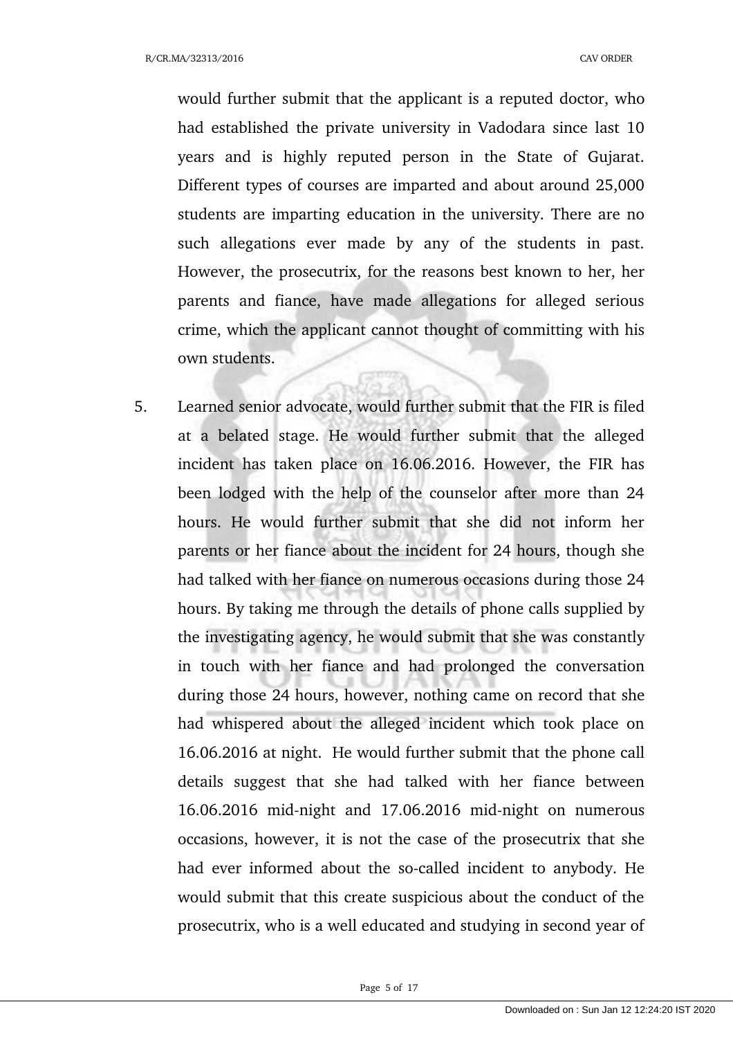would further submit that the applicant is a reputed doctor, who had established the private university in Vadodara since last 10 years and is highly reputed person in the State of Gujarat. Different types of courses are imparted and about around 25,000 students are imparting education in the university. There are no such allegations ever made by any of the students in past. However, the prosecutrix, for the reasons best known to her, her parents and fiance, have made allegations for alleged serious crime, which the applicant cannot thought of committing with his own students.

5. Learned senior advocate, would further submit that the FIR is filed at a belated stage. He would further submit that the alleged incident has taken place on 16.06.2016. However, the FIR has been lodged with the help of the counselor after more than 24 hours. He would further submit that she did not inform her parents or her fiance about the incident for 24 hours, though she had talked with her fiance on numerous occasions during those 24 hours. By taking me through the details of phone calls supplied by the investigating agency, he would submit that she was constantly in touch with her fiance and had prolonged the conversation during those 24 hours, however, nothing came on record that she had whispered about the alleged incident which took place on 16.06.2016 at night. He would further submit that the phone call details suggest that she had talked with her fiance between 16.06.2016 mid-night and 17.06.2016 mid-night on numerous occasions, however, it is not the case of the prosecutrix that she had ever informed about the so-called incident to anybody. He would submit that this create suspicious about the conduct of the prosecutrix, who is a well educated and studying in second year of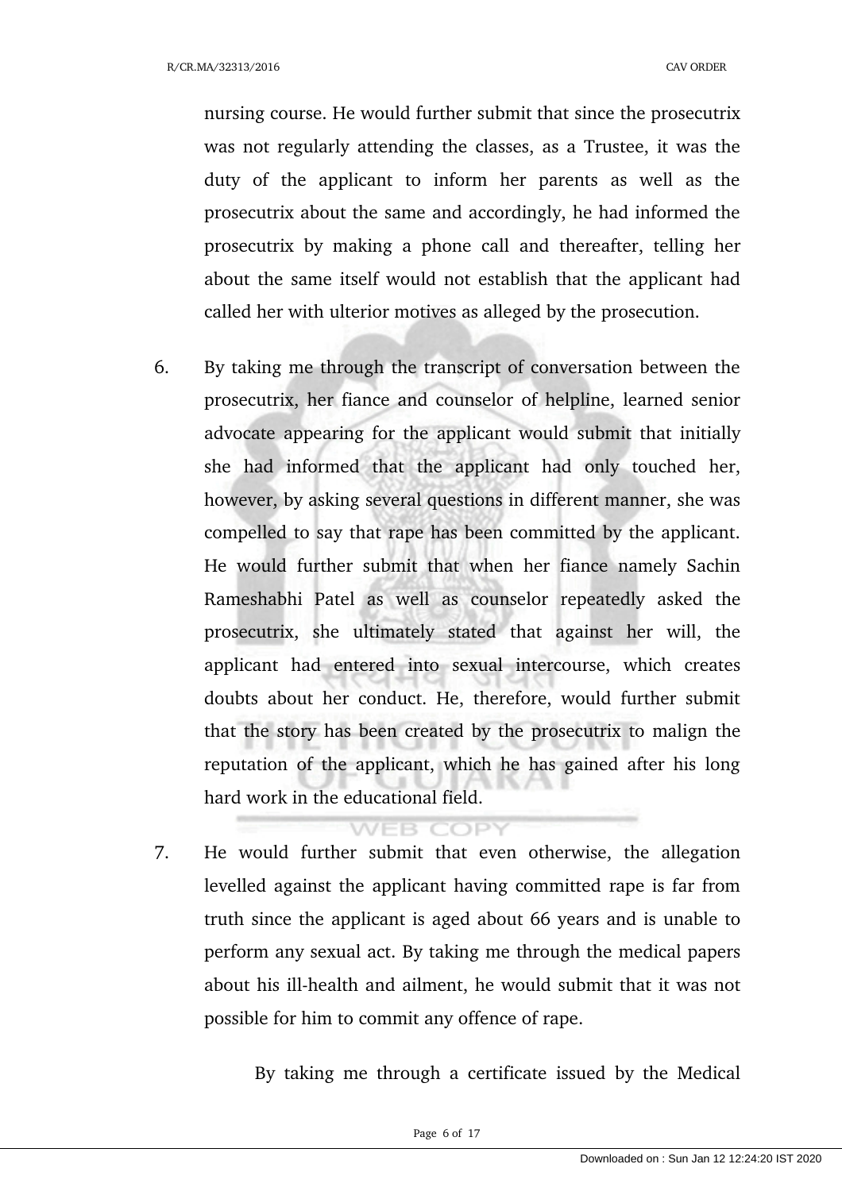nursing course. He would further submit that since the prosecutrix was not regularly attending the classes, as a Trustee, it was the duty of the applicant to inform her parents as well as the prosecutrix about the same and accordingly, he had informed the prosecutrix by making a phone call and thereafter, telling her about the same itself would not establish that the applicant had called her with ulterior motives as alleged by the prosecution.

6. By taking me through the transcript of conversation between the prosecutrix, her fiance and counselor of helpline, learned senior advocate appearing for the applicant would submit that initially she had informed that the applicant had only touched her, however, by asking several questions in different manner, she was compelled to say that rape has been committed by the applicant. He would further submit that when her fiance namely Sachin Rameshabhi Patel as well as counselor repeatedly asked the prosecutrix, she ultimately stated that against her will, the applicant had entered into sexual intercourse, which creates doubts about her conduct. He, therefore, would further submit that the story has been created by the prosecutrix to malign the reputation of the applicant, which he has gained after his long hard work in the educational field.

7. He would further submit that even otherwise, the allegation levelled against the applicant having committed rape is far from truth since the applicant is aged about 66 years and is unable to perform any sexual act. By taking me through the medical papers about his ill-health and ailment, he would submit that it was not possible for him to commit any offence of rape.

   By taking me through a certificate issued by the Medical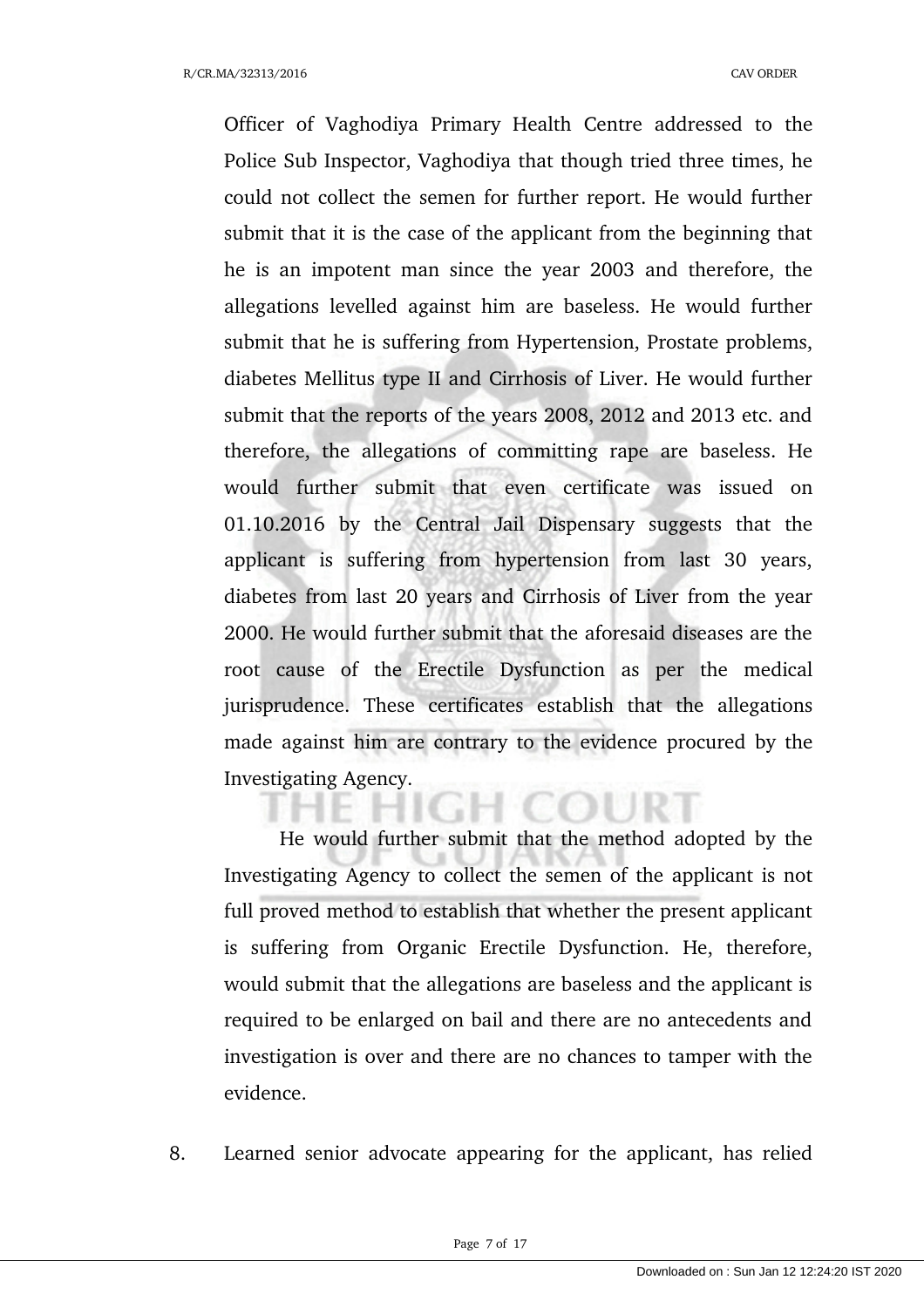Officer of Vaghodiya Primary Health Centre addressed to the Police Sub Inspector, Vaghodiya that though tried three times, he could not collect the semen for further report. He would further submit that it is the case of the applicant from the beginning that he is an impotent man since the year 2003 and therefore, the allegations levelled against him are baseless. He would further submit that he is suffering from Hypertension, Prostate problems, diabetes Mellitus type II and Cirrhosis of Liver. He would further submit that the reports of the years 2008, 2012 and 2013 etc. and therefore, the allegations of committing rape are baseless. He would further submit that even certificate was issued on 01.10.2016 by the Central Jail Dispensary suggests that the applicant is suffering from hypertension from last 30 years, diabetes from last 20 years and Cirrhosis of Liver from the year 2000. He would further submit that the aforesaid diseases are the root cause of the Erectile Dysfunction as per the medical jurisprudence. These certificates establish that the allegations made against him are contrary to the evidence procured by the Investigating Agency.

He would further submit that the method adopted by the Investigating Agency to collect the semen of the applicant is not full proved method to establish that whether the present applicant is suffering from Organic Erectile Dysfunction. He, therefore, would submit that the allegations are baseless and the applicant is required to be enlarged on bail and there are no antecedents and investigation is over and there are no chances to tamper with the evidence.

8. Learned senior advocate appearing for the applicant, has relied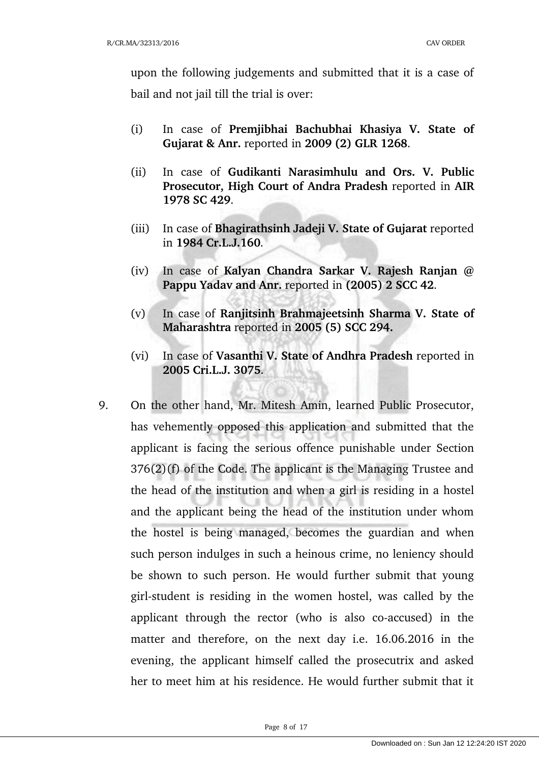upon the following judgements and submitted that it is a case of bail and not jail till the trial is over:

(i) In case of **Premjibhai Bachubhai Khasiya V. State of Gujarat & Anr.** reported in **2009 (2) GLR 1268**.

(ii) In case of **Gudikanti Narasimhulu and Ors. V. Public Prosecutor, High Court of Andra Pradesh** reported in **AIR 1978 SC 429**.

(iii) In case of **Bhagirathsinh Jadeji V. State of Gujarat** reported in **1984 Cr.L.J.160**.

(iv) In case of **Kalyan Chandra Sarkar V. Rajesh Ranjan @ Pappu Yadav and Anr.** reported in **(2005) 2 SCC 42**.

(v) In case of **Ranjitsinh Brahmajeetsinh Sharma V. State of Maharashtra** reported in **2005 (5) SCC 294.**

(vi) In case of **Vasanthi V. State of Andhra Pradesh** reported in **2005 Cri.L.J. 3075**.

9. On the other hand, Mr. Mitesh Amin, learned Public Prosecutor, has vehemently opposed this application and submitted that the applicant is facing the serious offence punishable under Section 376(2)(f) of the Code. The applicant is the Managing Trustee and the head of the institution and when a girl is residing in a hostel and the applicant being the head of the institution under whom the hostel is being managed, becomes the guardian and when such person indulges in such a heinous crime, no leniency should be shown to such person. He would further submit that young girl-student is residing in the women hostel, was called by the applicant through the rector (who is also co-accused) in the matter and therefore, on the next day i.e. 16.06.2016 in the evening, the applicant himself called the prosecutrix and asked her to meet him at his residence. He would further submit that it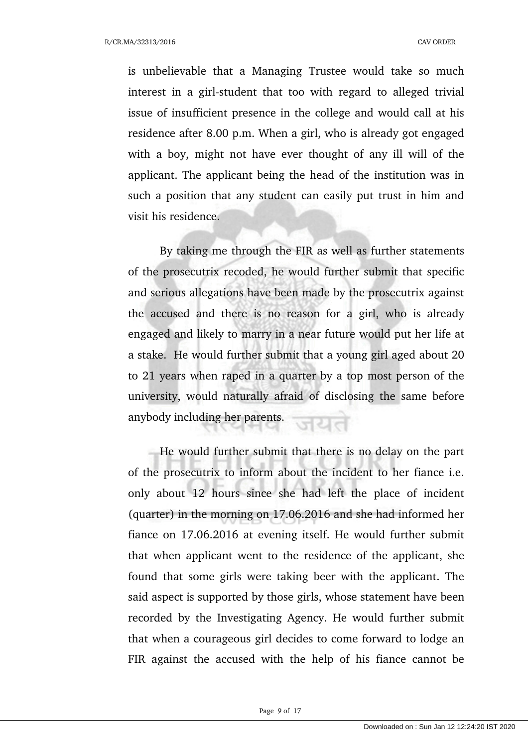is unbelievable that a Managing Trustee would take so much interest in a girl-student that too with regard to alleged trivial issue of insufficient presence in the college and would call at his residence after 8.00 p.m. When a girl, who is already got engaged with a boy, might not have ever thought of any ill will of the applicant. The applicant being the head of the institution was in such a position that any student can easily put trust in him and visit his residence.

By taking me through the FIR as well as further statements of the prosecutrix recoded, he would further submit that specific and serious allegations have been made by the prosecutrix against the accused and there is no reason for a girl, who is already engaged and likely to marry in a near future would put her life at a stake. He would further submit that a young girl aged about 20 to 21 years when raped in a quarter by a top most person of the university, would naturally afraid of disclosing the same before anybody including her parents.

He would further submit that there is no delay on the part of the prosecutrix to inform about the incident to her fiance i.e. only about 12 hours since she had left the place of incident (quarter) in the morning on 17.06.2016 and she had informed her fiance on 17.06.2016 at evening itself. He would further submit that when applicant went to the residence of the applicant, she found that some girls were taking beer with the applicant. The said aspect is supported by those girls, whose statement have been recorded by the Investigating Agency. He would further submit that when a courageous girl decides to come forward to lodge an FIR against the accused with the help of his fiance cannot be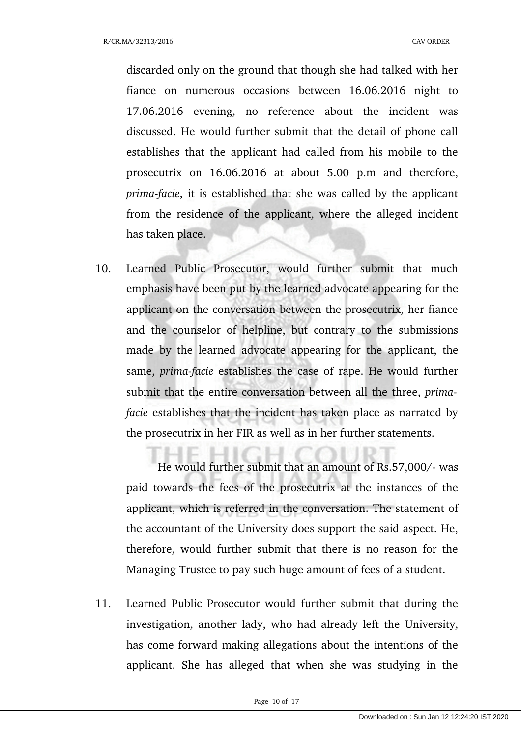discarded only on the ground that though she had talked with her fiance on numerous occasions between 16.06.2016 night to 17.06.2016 evening, no reference about the incident was discussed. He would further submit that the detail of phone call establishes that the applicant had called from his mobile to the prosecutrix on 16.06.2016 at about 5.00 p.m and therefore, *prima-facie*, it is established that she was called by the applicant from the residence of the applicant, where the alleged incident has taken place.

10. Learned Public Prosecutor, would further submit that much emphasis have been put by the learned advocate appearing for the applicant on the conversation between the prosecutrix, her fiance and the counselor of helpline, but contrary to the submissions made by the learned advocate appearing for the applicant, the same, *prima-facie* establishes the case of rape. He would further submit that the entire conversation between all the three, *prima-facie* establishes that the incident has taken place as narrated by the prosecutrix in her FIR as well as in her further statements.

    He would further submit that an amount of Rs.57,000/- was paid towards the fees of the prosecutrix at the instances of the applicant, which is referred in the conversation. The statement of the accountant of the University does support the said aspect. He, therefore, would further submit that there is no reason for the Managing Trustee to pay such huge amount of fees of a student.

11. Learned Public Prosecutor would further submit that during the investigation, another lady, who had already left the University, has come forward making allegations about the intentions of the applicant. She has alleged that when she was studying in the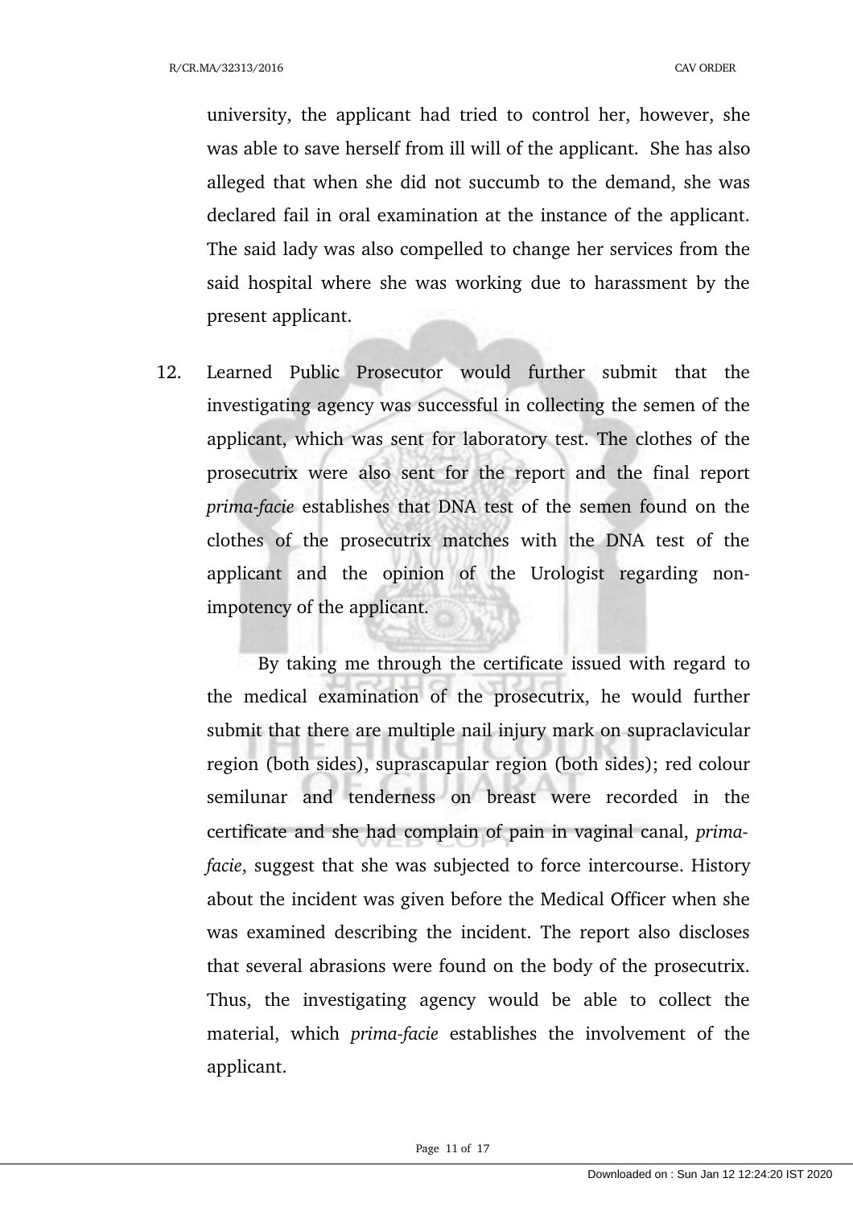university, the applicant had tried to control her, however, she was able to save herself from ill will of the applicant. She has also alleged that when she did not succumb to the demand, she was declared fail in oral examination at the instance of the applicant. The said lady was also compelled to change her services from the said hospital where she was working due to harassment by the present applicant.

12. Learned Public Prosecutor would further submit that the investigating agency was successful in collecting the semen of the applicant, which was sent for laboratory test. The clothes of the prosecutrix were also sent for the report and the final report *prima-facie* establishes that DNA test of the semen found on the clothes of the prosecutrix matches with the DNA test of the applicant and the opinion of the Urologist regarding non-impotency of the applicant.

    By taking me through the certificate issued with regard to the medical examination of the prosecutrix, he would further submit that there are multiple nail injury mark on supraclavicular region (both sides), suprascapular region (both sides); red colour semilunar and tenderness on breast were recorded in the certificate and she had complain of pain in vaginal canal, *prima-facie*, suggest that she was subjected to force intercourse. History about the incident was given before the Medical Officer when she was examined describing the incident. The report also discloses that several abrasions were found on the body of the prosecutrix. Thus, the investigating agency would be able to collect the material, which *prima-facie* establishes the involvement of the applicant.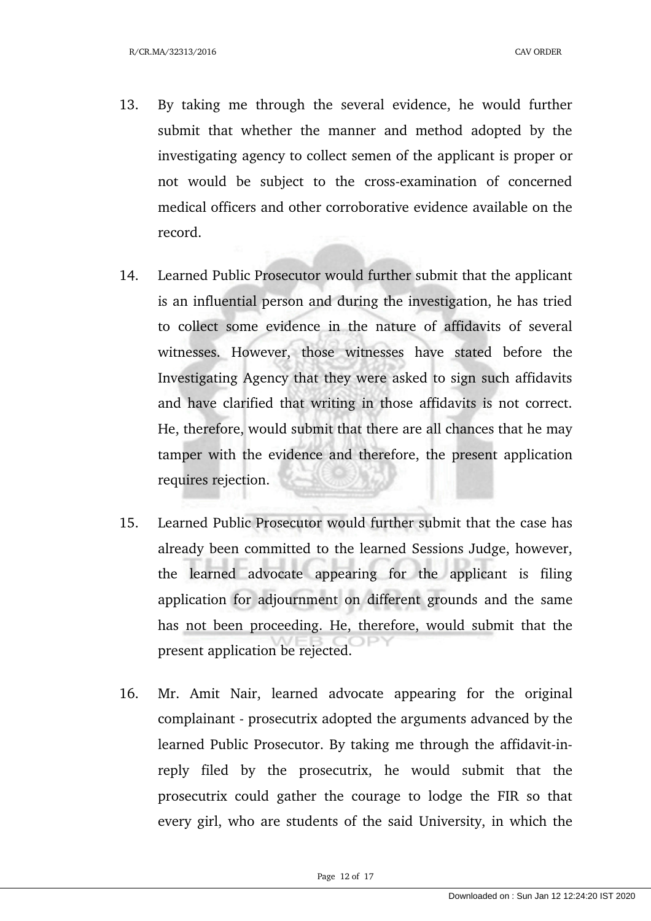13. By taking me through the several evidence, he would further submit that whether the manner and method adopted by the investigating agency to collect semen of the applicant is proper or not would be subject to the cross-examination of concerned medical officers and other corroborative evidence available on the record.

14. Learned Public Prosecutor would further submit that the applicant is an influential person and during the investigation, he has tried to collect some evidence in the nature of affidavits of several witnesses. However, those witnesses have stated before the Investigating Agency that they were asked to sign such affidavits and have clarified that writing in those affidavits is not correct. He, therefore, would submit that there are all chances that he may tamper with the evidence and therefore, the present application requires rejection.

15. Learned Public Prosecutor would further submit that the case has already been committed to the learned Sessions Judge, however, the learned advocate appearing for the applicant is filing application for adjournment on different grounds and the same has not been proceeding. He, therefore, would submit that the present application be rejected.

16. Mr. Amit Nair, learned advocate appearing for the original complainant - prosecutrix adopted the arguments advanced by the learned Public Prosecutor. By taking me through the affidavit-in-reply filed by the prosecutrix, he would submit that the prosecutrix could gather the courage to lodge the FIR so that every girl, who are students of the said University, in which the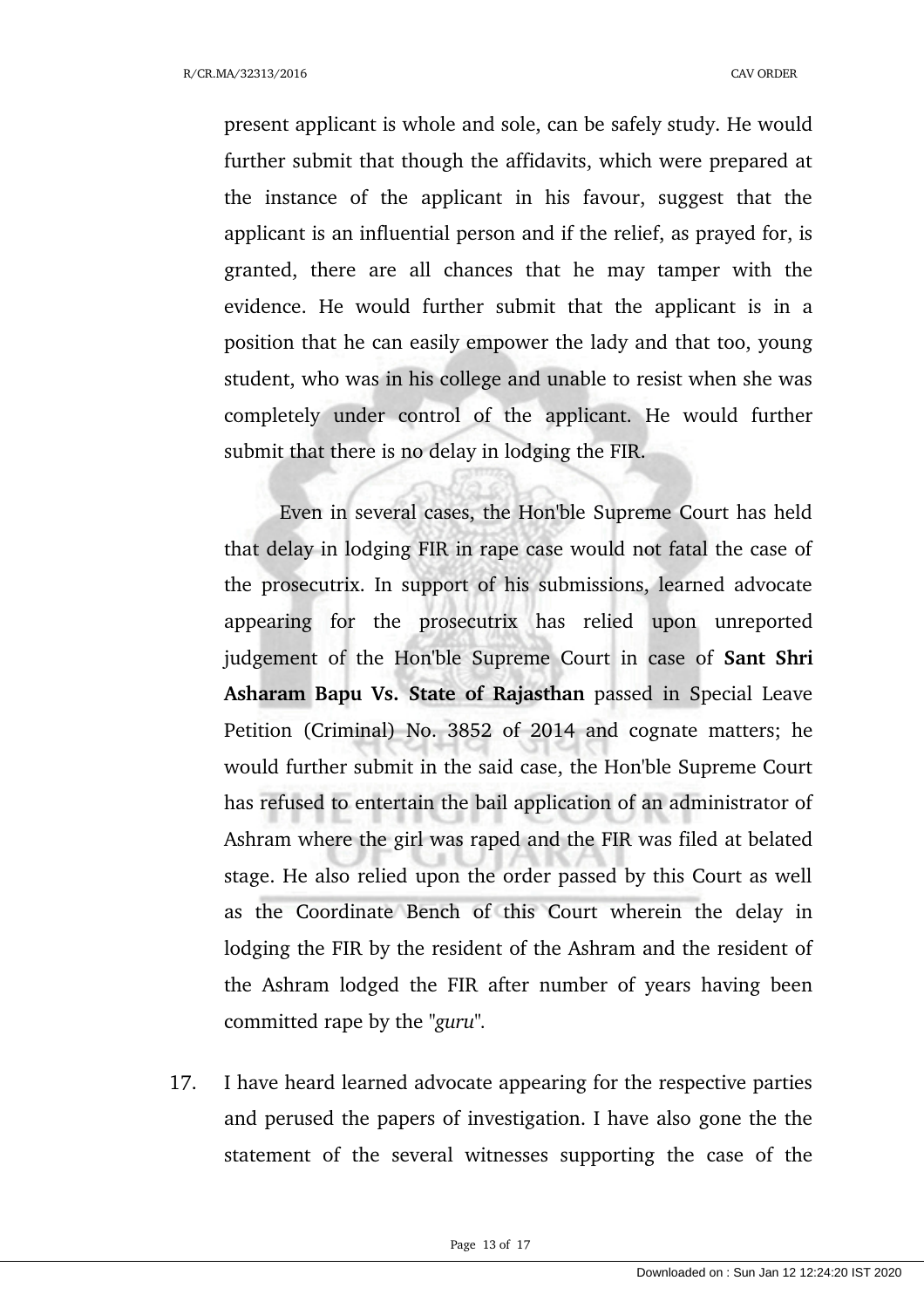present applicant is whole and sole, can be safely study. He would further submit that though the affidavits, which were prepared at the instance of the applicant in his favour, suggest that the applicant is an influential person and if the relief, as prayed for, is granted, there are all chances that he may tamper with the evidence. He would further submit that the applicant is in a position that he can easily empower the lady and that too, young student, who was in his college and unable to resist when she was completely under control of the applicant. He would further submit that there is no delay in lodging the FIR.

Even in several cases, the Hon'ble Supreme Court has held that delay in lodging FIR in rape case would not fatal the case of the prosecutrix. In support of his submissions, learned advocate appearing for the prosecutrix has relied upon unreported judgement of the Hon'ble Supreme Court in case of **Sant Shri Asharam Bapu Vs. State of Rajasthan** passed in Special Leave Petition (Criminal) No. 3852 of 2014 and cognate matters; he would further submit in the said case, the Hon'ble Supreme Court has refused to entertain the bail application of an administrator of Ashram where the girl was raped and the FIR was filed at belated stage. He also relied upon the order passed by this Court as well as the Coordinate Bench of this Court wherein the delay in lodging the FIR by the resident of the Ashram and the resident of the Ashram lodged the FIR after number of years having been committed rape by the "*guru*".

17. I have heard learned advocate appearing for the respective parties and perused the papers of investigation. I have also gone the the statement of the several witnesses supporting the case of the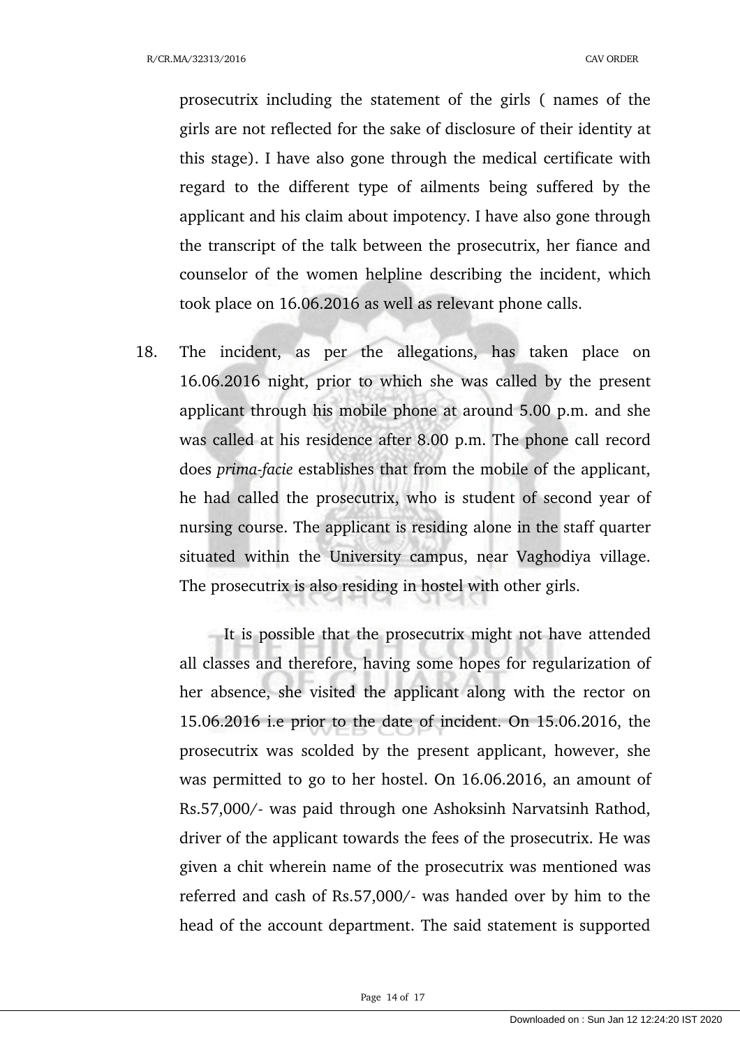prosecutrix including the statement of the girls ( names of the girls are not reflected for the sake of disclosure of their identity at this stage). I have also gone through the medical certificate with regard to the different type of ailments being suffered by the applicant and his claim about impotency. I have also gone through the transcript of the talk between the prosecutrix, her fiance and counselor of the women helpline describing the incident, which took place on 16.06.2016 as well as relevant phone calls.

18. The incident, as per the allegations, has taken place on 16.06.2016 night, prior to which she was called by the present applicant through his mobile phone at around 5.00 p.m. and she was called at his residence after 8.00 p.m. The phone call record does *prima-facie* establishes that from the mobile of the applicant, he had called the prosecutrix, who is student of second year of nursing course. The applicant is residing alone in the staff quarter situated within the University campus, near Vaghodiya village. The prosecutrix is also residing in hostel with other girls.

    It is possible that the prosecutrix might not have attended all classes and therefore, having some hopes for regularization of her absence, she visited the applicant along with the rector on 15.06.2016 i.e prior to the date of incident. On 15.06.2016, the prosecutrix was scolded by the present applicant, however, she was permitted to go to her hostel. On 16.06.2016, an amount of Rs.57,000/- was paid through one Ashoksinh Narvatsinh Rathod, driver of the applicant towards the fees of the prosecutrix. He was given a chit wherein name of the prosecutrix was mentioned was referred and cash of Rs.57,000/- was handed over by him to the head of the account department. The said statement is supported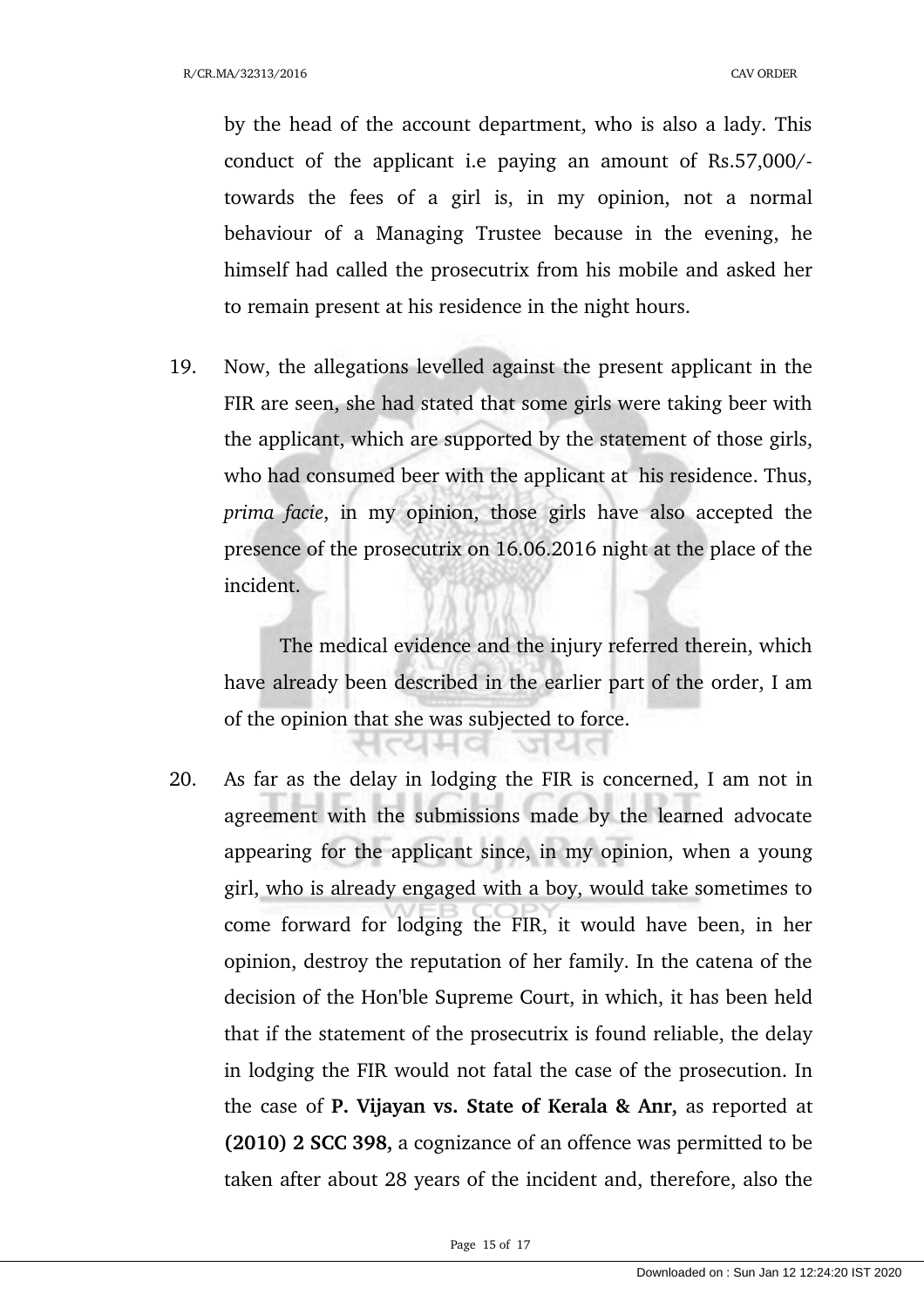by the head of the account department, who is also a lady. This conduct of the applicant i.e paying an amount of Rs.57,000/- towards the fees of a girl is, in my opinion, not a normal behaviour of a Managing Trustee because in the evening, he himself had called the prosecutrix from his mobile and asked her to remain present at his residence in the night hours.

19. Now, the allegations levelled against the present applicant in the FIR are seen, she had stated that some girls were taking beer with the applicant, which are supported by the statement of those girls, who had consumed beer with the applicant at his residence. Thus, *prima facie*, in my opinion, those girls have also accepted the presence of the prosecutrix on 16.06.2016 night at the place of the incident.

    The medical evidence and the injury referred therein, which have already been described in the earlier part of the order, I am of the opinion that she was subjected to force.

20. As far as the delay in lodging the FIR is concerned, I am not in agreement with the submissions made by the learned advocate appearing for the applicant since, in my opinion, when a young girl, who is already engaged with a boy, would take sometimes to come forward for lodging the FIR, it would have been, in her opinion, destroy the reputation of her family. In the catena of the decision of the Hon'ble Supreme Court, in which, it has been held that if the statement of the prosecutrix is found reliable, the delay in lodging the FIR would not fatal the case of the prosecution. In the case of **P. Vijayan vs. State of Kerala & Anr,** as reported at **(2010) 2 SCC 398,** a cognizance of an offence was permitted to be taken after about 28 years of the incident and, therefore, also the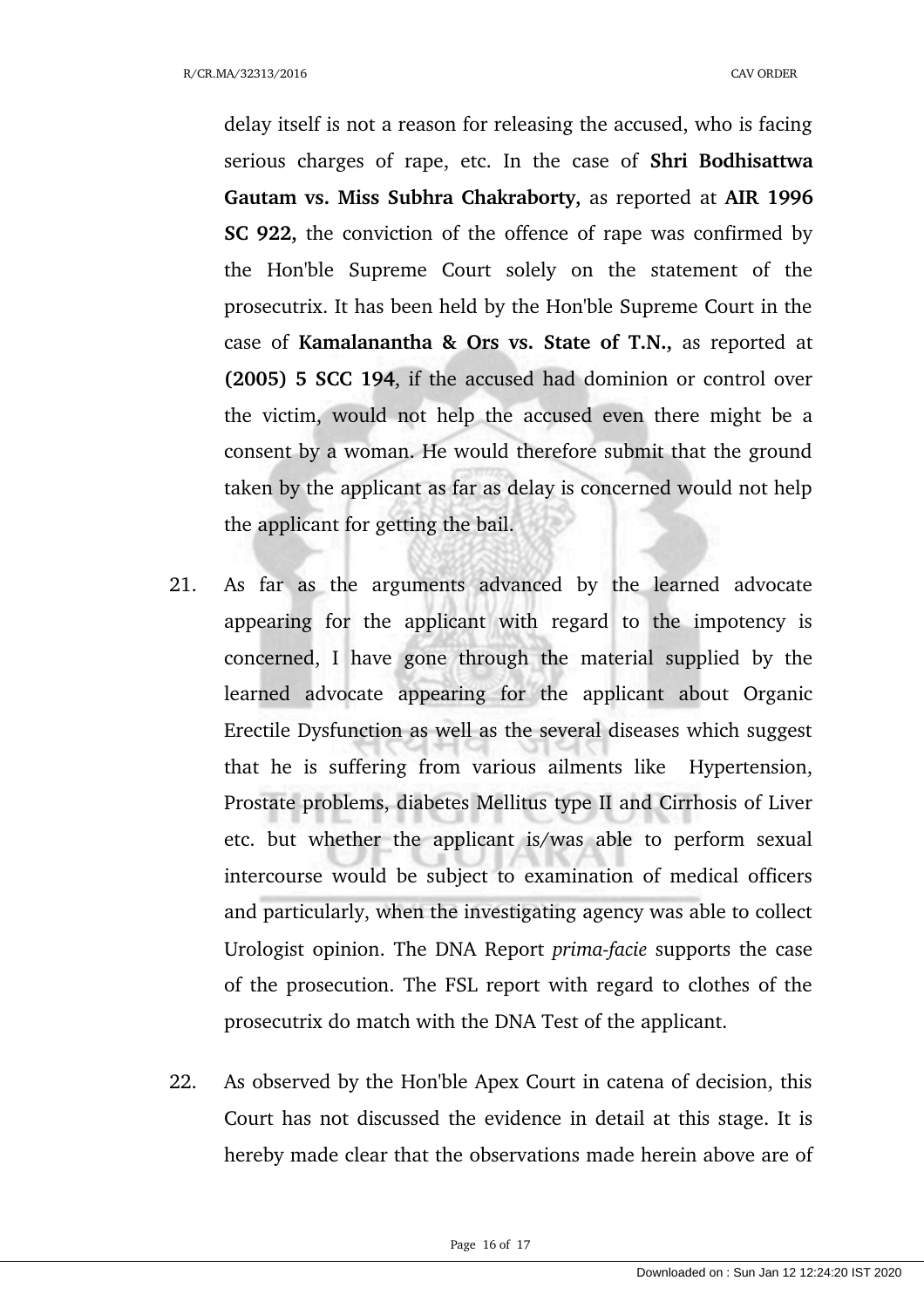delay itself is not a reason for releasing the accused, who is facing serious charges of rape, etc. In the case of **Shri Bodhisattwa Gautam vs. Miss Subhra Chakraborty,** as reported at **AIR 1996 SC 922,** the conviction of the offence of rape was confirmed by the Hon'ble Supreme Court solely on the statement of the prosecutrix. It has been held by the Hon'ble Supreme Court in the case of **Kamalanantha & Ors vs. State of T.N.,** as reported at **(2005) 5 SCC 194**, if the accused had dominion or control over the victim, would not help the accused even there might be a consent by a woman. He would therefore submit that the ground taken by the applicant as far as delay is concerned would not help the applicant for getting the bail.

21. As far as the arguments advanced by the learned advocate appearing for the applicant with regard to the impotency is concerned, I have gone through the material supplied by the learned advocate appearing for the applicant about Organic Erectile Dysfunction as well as the several diseases which suggest that he is suffering from various ailments like Hypertension, Prostate problems, diabetes Mellitus type II and Cirrhosis of Liver etc. but whether the applicant is/was able to perform sexual intercourse would be subject to examination of medical officers and particularly, when the investigating agency was able to collect Urologist opinion. The DNA Report *prima-facie* supports the case of the prosecution. The FSL report with regard to clothes of the prosecutrix do match with the DNA Test of the applicant.

22. As observed by the Hon'ble Apex Court in catena of decision, this Court has not discussed the evidence in detail at this stage. It is hereby made clear that the observations made herein above are of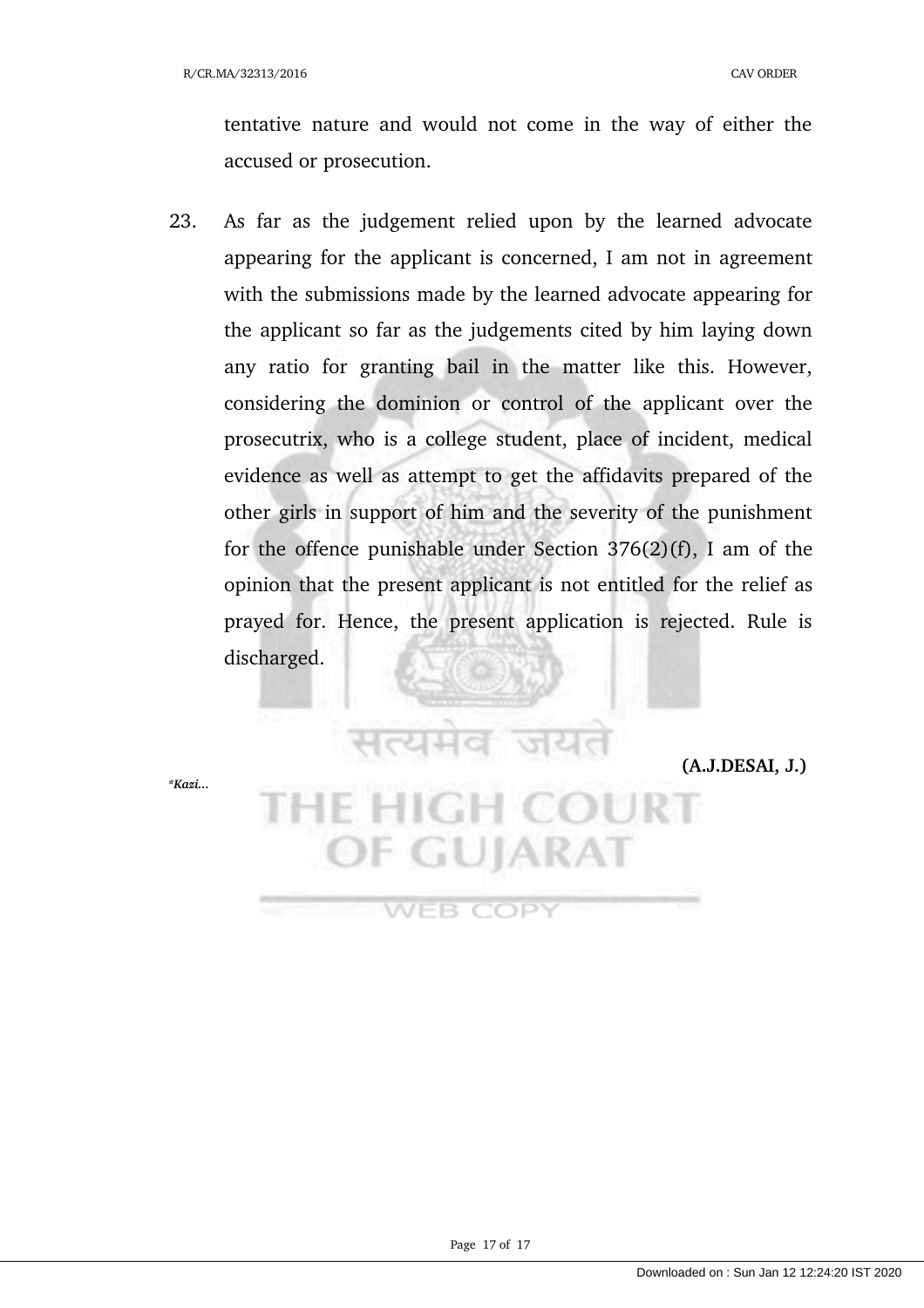tentative nature and would not come in the way of either the accused or prosecution.

23. As far as the judgement relied upon by the learned advocate appearing for the applicant is concerned, I am not in agreement with the submissions made by the learned advocate appearing for the applicant so far as the judgements cited by him laying down any ratio for granting bail in the matter like this. However, considering the dominion or control of the applicant over the prosecutrix, who is a college student, place of incident, medical evidence as well as attempt to get the affidavits prepared of the other girls in support of him and the severity of the punishment for the offence punishable under Section 376(2)(f), I am of the opinion that the present applicant is not entitled for the relief as prayed for. Hence, the present application is rejected. Rule is discharged.

**(A.J.DESAI, J.)**

*\*Kazi...*